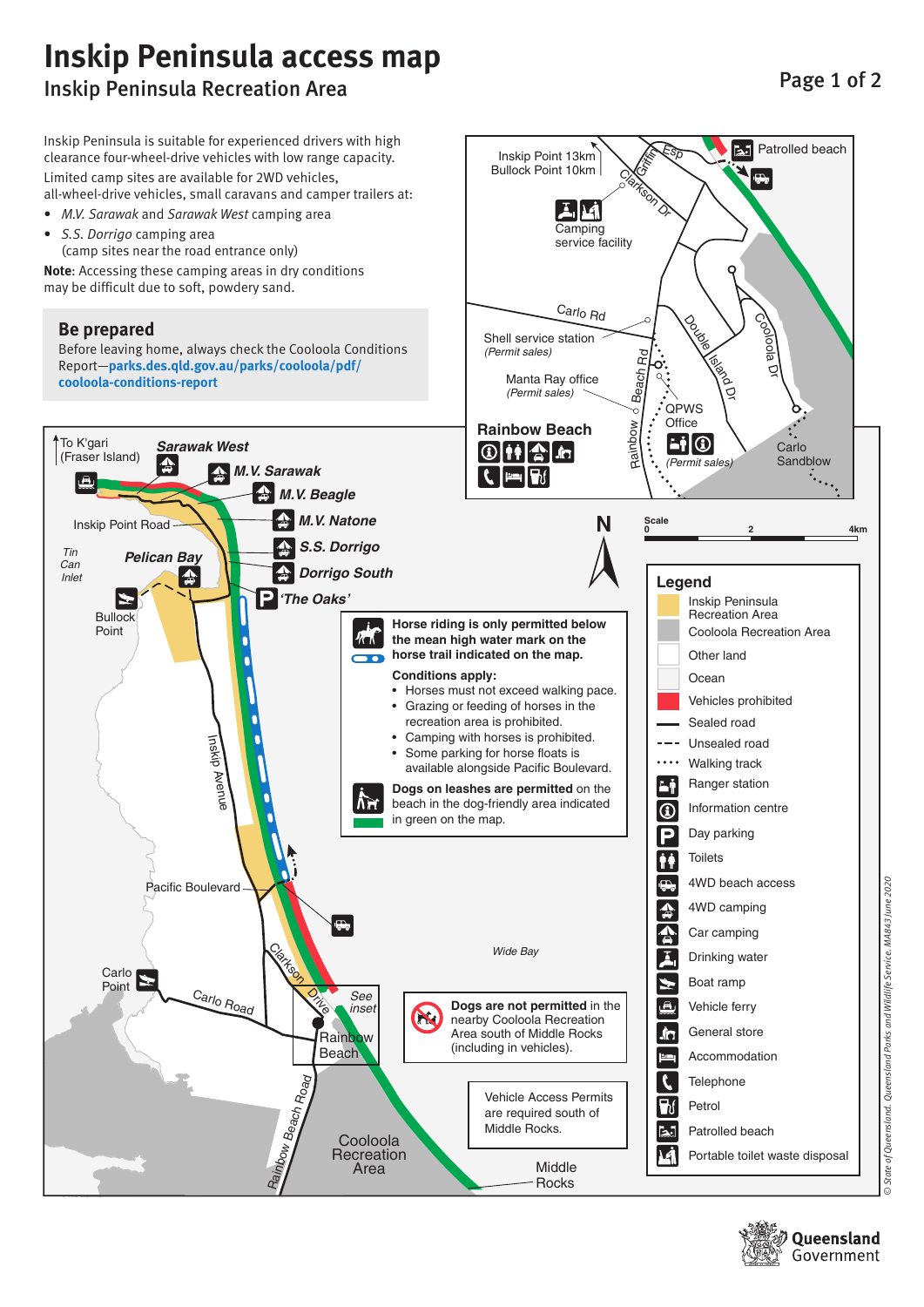# Inskip Peninsula access map

## Inskip Peninsula Recreation Area

Inskip Peninsula is suitable for experienced drivers with high clearance four-wheel-drive vehicles with low range capacity.

Limited camp sites are available for 2WD vehicles, all-wheel-drive vehicles, small caravans and camper trailers at:

- *M.V. Sarawak* and *Sarawak West* camping area
- *S.S. Dorrigo* camping area
  (camp sites near the road entrance only)

**Note**: Accessing these camping areas in dry conditions may be difficult due to soft, powdery sand.

### Be prepared

Before leaving home, always check the Cooloola Conditions Report—**parks.des.qld.gov.au/parks/cooloola/pdf/cooloola-conditions-report**

Inskip Point 13km
Bullock Point 10km

Griffin Esp
Clarkson Dr
Patrolled beach
Camping service facility
Carlo Rd
Shell service station (Permit sales)
Manta Ray office (Permit sales)
Rainbow Beach Rd
Double Island Dr
Cooloola Dr
QPWS Office (Permit sales)
Carlo Sandblow
Rainbow Beach

To K'gari (Fraser Island)
*Sarawak West*
*M.V. Sarawak*
*M.V. Beagle*
Inskip Point Road
*M.V. Natone*
*S.S. Dorrigo*
Tin Can Inlet
*Pelican Bay*
*Dorrigo South*
*'The Oaks'*
Bullock Point
Inskip Avenue
Pacific Boulevard
Carlo Point
Carlo Road
Clarkson Drive
See inset
Rainbow Beach
Rainbow Beach Road
Cooloola Recreation Area
Wide Bay
Middle Rocks

N
Scale 0 2 4km

**Horse riding is only permitted below the mean high water mark on the horse trail indicated on the map.**

**Conditions apply:**

- Horses must not exceed walking pace.
- Grazing or feeding of horses in the recreation area is prohibited.
- Camping with horses is prohibited.
- Some parking for horse floats is available alongside Pacific Boulevard.

**Dogs on leashes are permitted** on the beach in the dog-friendly area indicated in green on the map.

**Dogs are not permitted** in the nearby Cooloola Recreation Area south of Middle Rocks (including in vehicles).

Vehicle Access Permits are required south of Middle Rocks.

### Legend

- Inskip Peninsula Recreation Area
- Cooloola Recreation Area
- Other land
- Ocean
- Vehicles prohibited
- Sealed road
- Unsealed road
- Walking track
- Ranger station
- Information centre
- Day parking
- Toilets
- 4WD beach access
- 4WD camping
- Car camping
- Drinking water
- Boat ramp
- Vehicle ferry
- General store
- Accommodation
- Telephone
- Petrol
- Patrolled beach
- Portable toilet waste disposal

© State of Queensland. Queensland Parks and Wildlife Service. MA843 June 2020

Queensland Government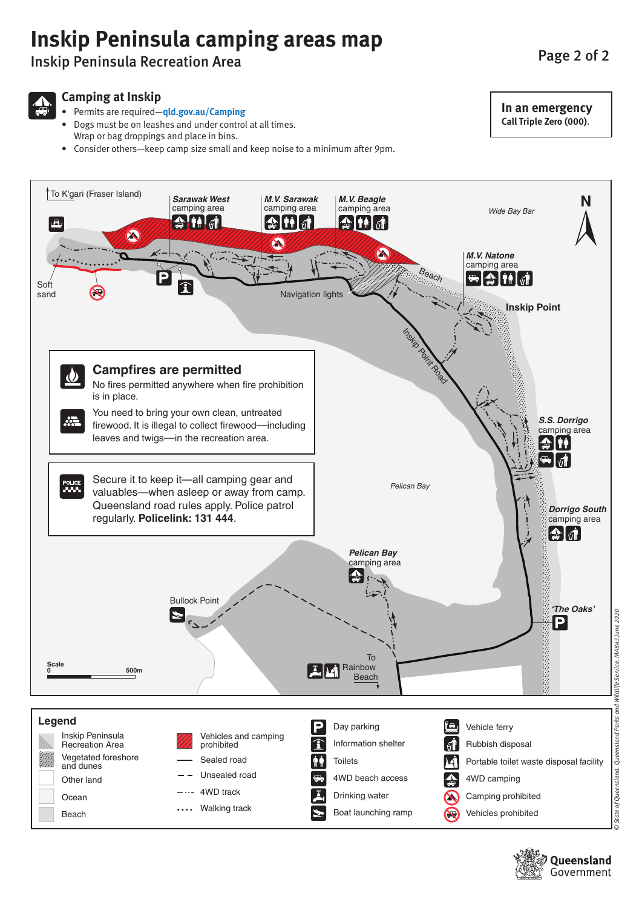# Inskip Peninsula camping areas map

## Inskip Peninsula Recreation Area

### Camping at Inskip

- Permits are required—**qld.gov.au/Camping**
- Dogs must be on leashes and under control at all times. Wrap or bag droppings and place in bins.
- Consider others—keep camp size small and keep noise to a minimum after 9pm.

**In an emergency**
**Call Triple Zero (000).**

To K'gari (Fraser Island)

*Sarawak West* camping area

*M.V. Sarawak* camping area

*M.V. Beagle* camping area

*Wide Bay Bar*

N

*M.V. Natone* camping area

Beach

Inskip Point

Soft sand

Navigation lights

Inskip Point Road

### Campfires are permitted

No fires permitted anywhere when fire prohibition is in place.

You need to bring your own clean, untreated firewood. It is illegal to collect firewood—including leaves and twigs—in the recreation area.

*S.S. Dorrigo* camping area

Secure it to keep it—all camping gear and valuables—when asleep or away from camp. Queensland road rules apply. Police patrol regularly. **Policelink: 131 444**.

*Pelican Bay*

*Dorrigo South* camping area

*Pelican Bay* camping area

Bullock Point

*'The Oaks'*

To Rainbow Beach

Scale
0
500m

### Legend

- Inskip Peninsula Recreation Area
- Vegetated foreshore and dunes
- Other land
- Ocean
- Beach
- Vehicles and camping prohibited
- Sealed road
- Unsealed road
- 4WD track
- Walking track
- Day parking
- Information shelter
- Toilets
- 4WD beach access
- Drinking water
- Boat launching ramp
- Vehicle ferry
- Rubbish disposal
- Portable toilet waste disposal facility
- 4WD camping
- Camping prohibited
- Vehicles prohibited

© State of Queensland. Queensland Parks and Wildlife Service. MA843 June 2020

Queensland Government